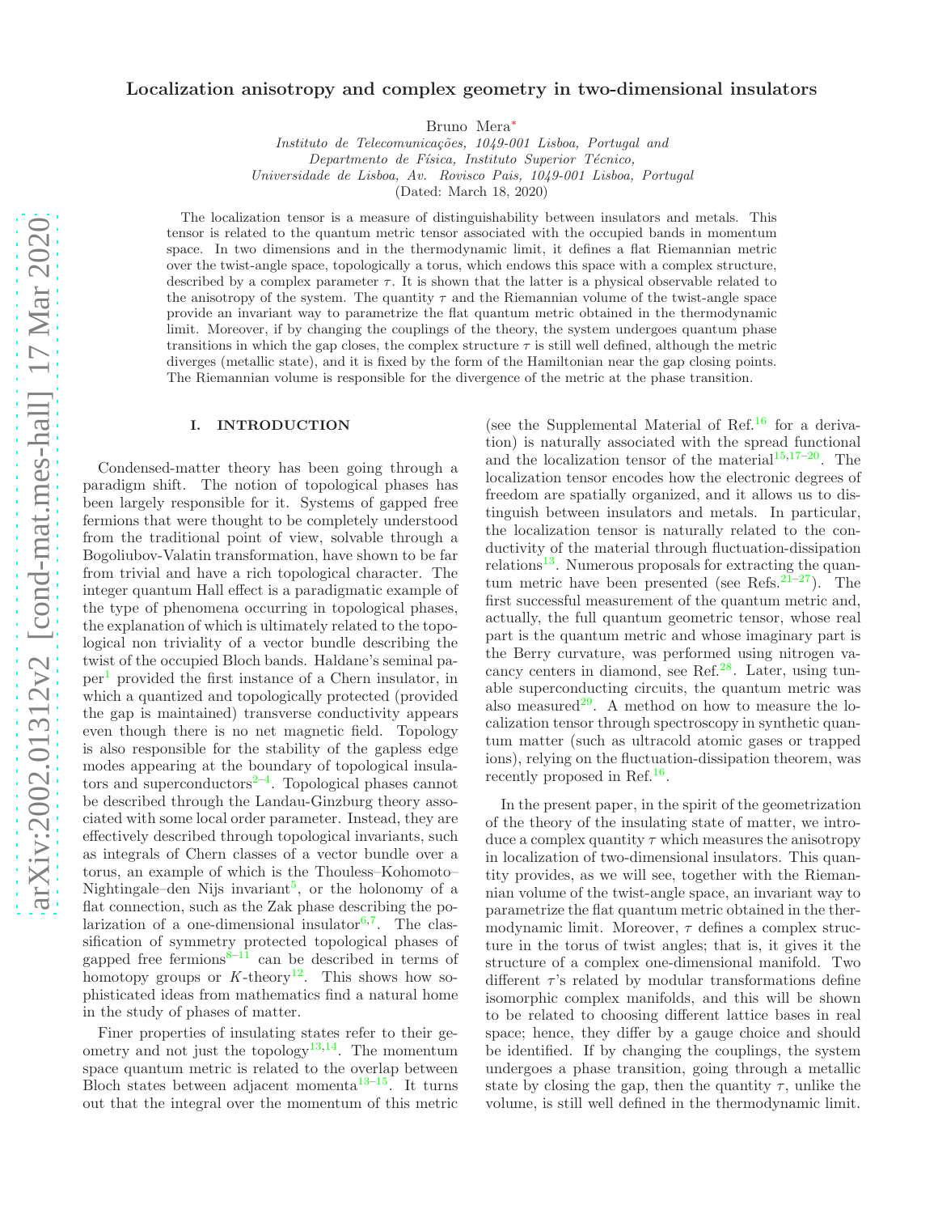# Localization anisotropy and complex geometry in two-dimensional insulators

Bruno Mera[*]

*Instituto de Telecomunicações, 1049-001 Lisboa, Portugal and*
*Departmento de Física, Instituto Superior Técnico,*
*Universidade de Lisboa, Av. Rovisco Pais, 1049-001 Lisboa, Portugal*

(Dated: March 18, 2020)

The localization tensor is a measure of distinguishability between insulators and metals. This tensor is related to the quantum metric tensor associated with the occupied bands in momentum space. In two dimensions and in the thermodynamic limit, it defines a flat Riemannian metric over the twist-angle space, topologically a torus, which endows this space with a complex structure, described by a complex parameter $\tau$. It is shown that the latter is a physical observable related to the anisotropy of the system. The quantity $\tau$ and the Riemannian volume of the twist-angle space provide an invariant way to parametrize the flat quantum metric obtained in the thermodynamic limit. Moreover, if by changing the couplings of the theory, the system undergoes quantum phase transitions in which the gap closes, the complex structure $\tau$ is still well defined, although the metric diverges (metallic state), and it is fixed by the form of the Hamiltonian near the gap closing points. The Riemannian volume is responsible for the divergence of the metric at the phase transition.

## I. INTRODUCTION

Condensed-matter theory has been going through a paradigm shift. The notion of topological phases has been largely responsible for it. Systems of gapped free fermions that were thought to be completely understood from the traditional point of view, solvable through a Bogoliubov-Valatin transformation, have shown to be far from trivial and have a rich topological character. The integer quantum Hall effect is a paradigmatic example of the type of phenomena occurring in topological phases, the explanation of which is ultimately related to the topological non triviality of a vector bundle describing the twist of the occupied Bloch bands. Haldane's seminal paper[1] provided the first instance of a Chern insulator, in which a quantized and topologically protected (provided the gap is maintained) transverse conductivity appears even though there is no net magnetic field. Topology is also responsible for the stability of the gapless edge modes appearing at the boundary of topological insulators and superconductors[2–4]. Topological phases cannot be described through the Landau-Ginzburg theory associated with some local order parameter. Instead, they are effectively described through topological invariants, such as integrals of Chern classes of a vector bundle over a torus, an example of which is the Thouless–Kohomoto–Nightingale–den Nijs invariant[5], or the holonomy of a flat connection, such as the Zak phase describing the polarization of a one-dimensional insulator[6,7]. The classification of symmetry protected topological phases of gapped free fermions[8–11] can be described in terms of homotopy groups or $K$-theory[12]. This shows how sophisticated ideas from mathematics find a natural home in the study of phases of matter.

Finer properties of insulating states refer to their geometry and not just the topology[13,14]. The momentum space quantum metric is related to the overlap between Bloch states between adjacent momenta[13–15]. It turns out that the integral over the momentum of this metric (see the Supplemental Material of Ref.[16] for a derivation) is naturally associated with the spread functional and the localization tensor of the material[15,17–20]. The localization tensor encodes how the electronic degrees of freedom are spatially organized, and it allows us to distinguish between insulators and metals. In particular, the localization tensor is naturally related to the conductivity of the material through fluctuation-dissipation relations[13]. Numerous proposals for extracting the quantum metric have been presented (see Refs.[21–27]). The first successful measurement of the quantum metric and, actually, the full quantum geometric tensor, whose real part is the quantum metric and whose imaginary part is the Berry curvature, was performed using nitrogen vacancy centers in diamond, see Ref.[28]. Later, using tunable superconducting circuits, the quantum metric was also measured[29]. A method on how to measure the localization tensor through spectroscopy in synthetic quantum matter (such as ultracold atomic gases or trapped ions), relying on the fluctuation-dissipation theorem, was recently proposed in Ref.[16].

In the present paper, in the spirit of the geometrization of the theory of the insulating state of matter, we introduce a complex quantity $\tau$ which measures the anisotropy in localization of two-dimensional insulators. This quantity provides, as we will see, together with the Riemannian volume of the twist-angle space, an invariant way to parametrize the flat quantum metric obtained in the thermodynamic limit. Moreover, $\tau$ defines a complex structure in the torus of twist angles; that is, it gives it the structure of a complex one-dimensional manifold. Two different $\tau$'s related by modular transformations define isomorphic complex manifolds, and this will be shown to be related to choosing different lattice bases in real space; hence, they differ by a gauge choice and should be identified. If by changing the couplings, the system undergoes a phase transition, going through a metallic state by closing the gap, then the quantity $\tau$, unlike the volume, is still well defined in the thermodynamic limit.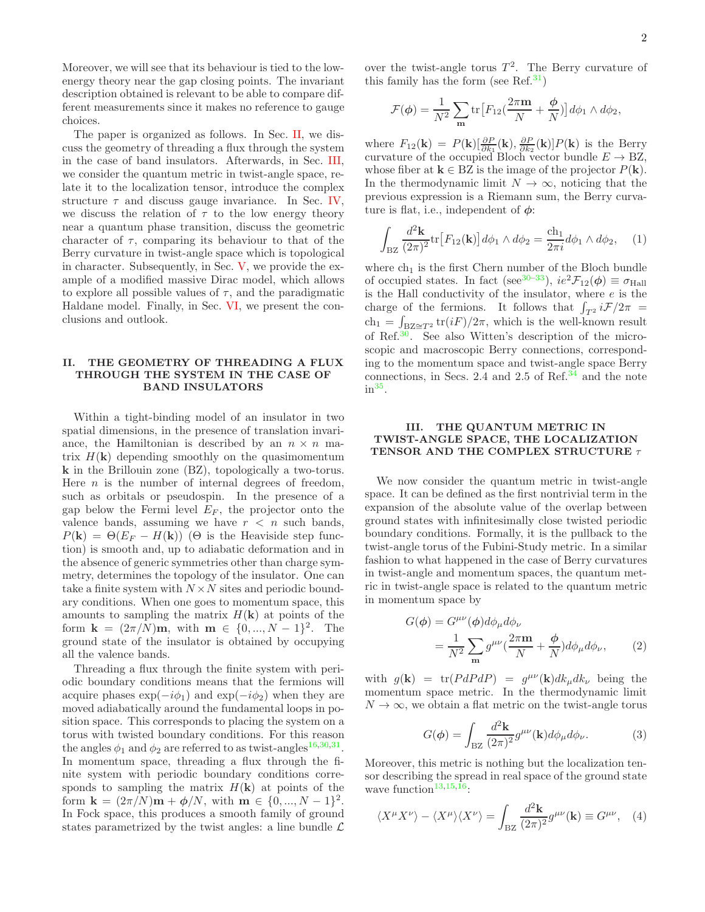Moreover, we will see that its behaviour is tied to the low-energy theory near the gap closing points. The invariant description obtained is relevant to be able to compare different measurements since it makes no reference to gauge choices.

The paper is organized as follows. In Sec. II, we discuss the geometry of threading a flux through the system in the case of band insulators. Afterwards, in Sec. III, we consider the quantum metric in twist-angle space, relate it to the localization tensor, introduce the complex structure $\tau$ and discuss gauge invariance. In Sec. IV, we discuss the relation of $\tau$ to the low energy theory near a quantum phase transition, discuss the geometric character of $\tau$, comparing its behaviour to that of the Berry curvature in twist-angle space which is topological in character. Subsequently, in Sec. V, we provide the example of a modified massive Dirac model, which allows to explore all possible values of $\tau$, and the paradigmatic Haldane model. Finally, in Sec. VI, we present the conclusions and outlook.

## II. THE GEOMETRY OF THREADING A FLUX THROUGH THE SYSTEM IN THE CASE OF BAND INSULATORS

Within a tight-binding model of an insulator in two spatial dimensions, in the presence of translation invariance, the Hamiltonian is described by an $n \times n$ matrix $H(\mathbf{k})$ depending smoothly on the quasimomentum $\mathbf{k}$ in the Brillouin zone (BZ), topologically a two-torus. Here $n$ is the number of internal degrees of freedom, such as orbitals or pseudospin. In the presence of a gap below the Fermi level $E_F$, the projector onto the valence bands, assuming we have $r < n$ such bands, $P(\mathbf{k}) = \Theta(E_F - H(\mathbf{k}))$ ($\Theta$ is the Heaviside step function) is smooth and, up to adiabatic deformation and in the absence of generic symmetries other than charge symmetry, determines the topology of the insulator. One can take a finite system with $N \times N$ sites and periodic boundary conditions. When one goes to momentum space, this amounts to sampling the matrix $H(\mathbf{k})$ at points of the form $\mathbf{k} = (2\pi/N)\mathbf{m}$, with $\mathbf{m} \in \{0, ..., N-1\}^2$. The ground state of the insulator is obtained by occupying all the valence bands.

Threading a flux through the finite system with periodic boundary conditions means that the fermions will acquire phases $\exp(-i\phi_1)$ and $\exp(-i\phi_2)$ when they are moved adiabatically around the fundamental loops in position space. This corresponds to placing the system on a torus with twisted boundary conditions. For this reason the angles $\phi_1$ and $\phi_2$ are referred to as twist-angles[16,30,31]. In momentum space, threading a flux through the finite system with periodic boundary conditions corresponds to sampling the matrix $H(\mathbf{k})$ at points of the form $\mathbf{k} = (2\pi/N)\mathbf{m} + \boldsymbol{\phi}/N$, with $\mathbf{m} \in \{0, ..., N-1\}^2$. In Fock space, this produces a smooth family of ground states parametrized by the twist angles: a line bundle $\mathcal{L}$ over the twist-angle torus $T^2$. The Berry curvature of this family has the form (see Ref.[31])

$$\mathcal{F}(\boldsymbol{\phi}) = \frac{1}{N^2}\sum_{\mathbf{m}} \mathrm{tr}\big[F_{12}(\frac{2\pi\mathbf{m}}{N} + \frac{\boldsymbol{\phi}}{N})\big]\, d\phi_1 \wedge d\phi_2,$$

where $F_{12}(\mathbf{k}) = P(\mathbf{k})[\frac{\partial P}{\partial k_1}(\mathbf{k}), \frac{\partial P}{\partial k_2}(\mathbf{k})]P(\mathbf{k})$ is the Berry curvature of the occupied Bloch vector bundle $E \to \mathrm{BZ}$, whose fiber at $\mathbf{k} \in \mathrm{BZ}$ is the image of the projector $P(\mathbf{k})$. In the thermodynamic limit $N \to \infty$, noticing that the previous expression is a Riemann sum, the Berry curvature is flat, i.e., independent of $\boldsymbol{\phi}$:

$$\int_{\mathrm{BZ}} \frac{d^2\mathbf{k}}{(2\pi)^2}\mathrm{tr}\big[F_{12}(\mathbf{k})\big]\, d\phi_1 \wedge d\phi_2 = \frac{\mathrm{ch}_1}{2\pi i} d\phi_1 \wedge d\phi_2, \quad (1)$$

where $\mathrm{ch}_1$ is the first Chern number of the Bloch bundle of occupied states. In fact (see[30–33]), $ie^2\mathcal{F}_{12}(\boldsymbol{\phi}) \equiv \sigma_{\mathrm{Hall}}$ is the Hall conductivity of the insulator, where $e$ is the charge of the fermions. It follows that $\int_{T^2} i\mathcal{F}/2\pi = \mathrm{ch}_1 = \int_{\mathrm{BZ}\cong T^2} \mathrm{tr}(iF)/2\pi$, which is the well-known result of Ref.[30]. See also Witten's description of the microscopic and macroscopic Berry connections, corresponding to the momentum space and twist-angle space Berry connections, in Secs. 2.4 and 2.5 of Ref.[34] and the note in[35].

## III. THE QUANTUM METRIC IN TWIST-ANGLE SPACE, THE LOCALIZATION TENSOR AND THE COMPLEX STRUCTURE $\tau$

We now consider the quantum metric in twist-angle space. It can be defined as the first nontrivial term in the expansion of the absolute value of the overlap between ground states with infinitesimally close twisted periodic boundary conditions. Formally, it is the pullback to the twist-angle torus of the Fubini-Study metric. In a similar fashion to what happened in the case of Berry curvatures in twist-angle and momentum spaces, the quantum metric in twist-angle space is related to the quantum metric in momentum space by

$$\begin{aligned} G(\boldsymbol{\phi}) &= G^{\mu\nu}(\boldsymbol{\phi}) d\phi_\mu d\phi_\nu \\ &= \frac{1}{N^2}\sum_{\mathbf{m}} g^{\mu\nu}(\frac{2\pi\mathbf{m}}{N} + \frac{\boldsymbol{\phi}}{N}) d\phi_\mu d\phi_\nu, \end{aligned} \quad (2)$$

with $g(\mathbf{k}) = \mathrm{tr}(PdPdP) = g^{\mu\nu}(\mathbf{k})dk_\mu dk_\nu$ being the momentum space metric. In the thermodynamic limit $N \to \infty$, we obtain a flat metric on the twist-angle torus

$$G(\boldsymbol{\phi}) = \int_{\mathrm{BZ}} \frac{d^2\mathbf{k}}{(2\pi)^2} g^{\mu\nu}(\mathbf{k}) d\phi_\mu d\phi_\nu. \quad (3)$$

Moreover, this metric is nothing but the localization tensor describing the spread in real space of the ground state wave function[13,15,16]:

$$\langle X^\mu X^\nu\rangle - \langle X^\mu\rangle\langle X^\nu\rangle = \int_{\mathrm{BZ}} \frac{d^2\mathbf{k}}{(2\pi)^2} g^{\mu\nu}(\mathbf{k}) \equiv G^{\mu\nu}, \quad (4)$$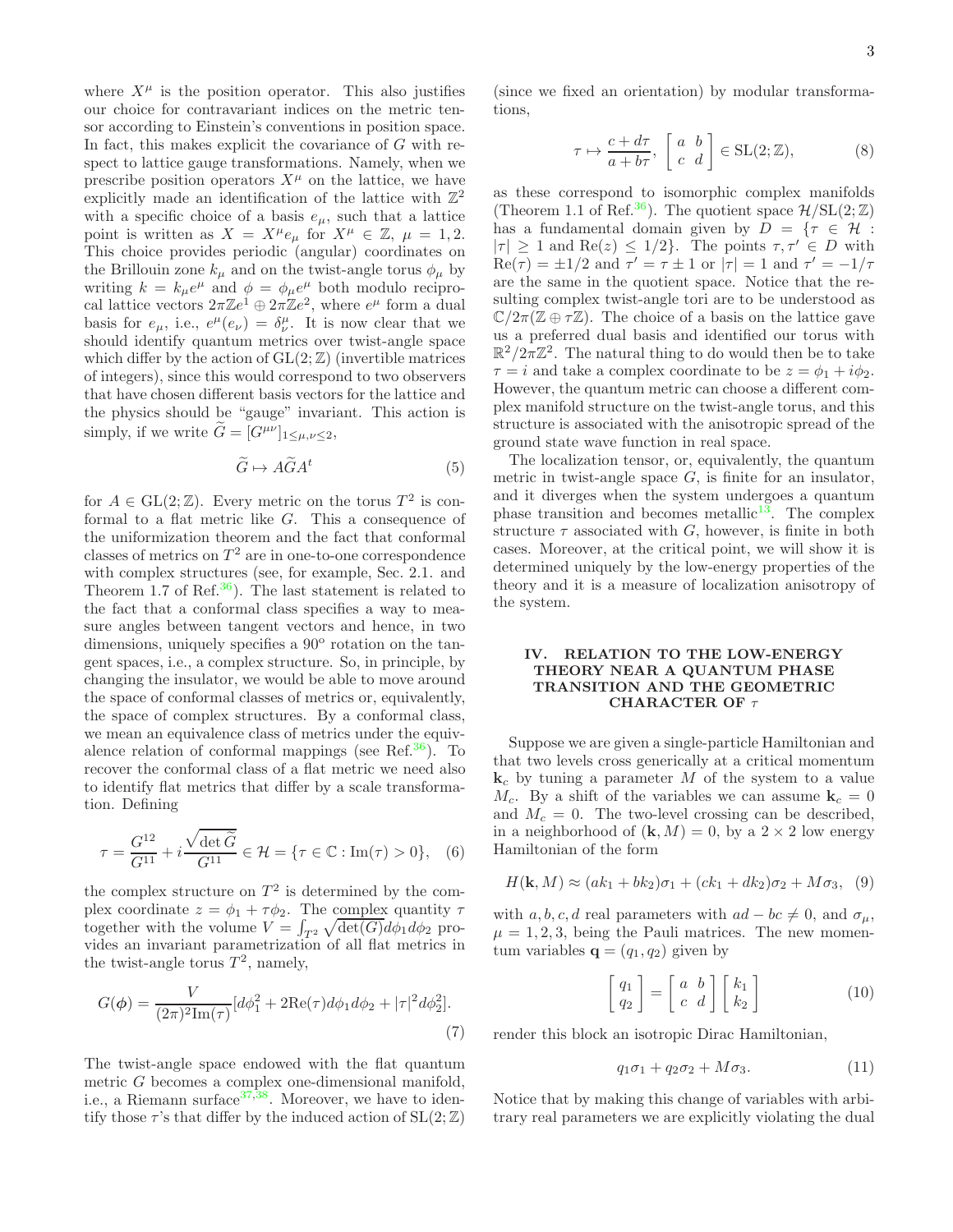where $X^\mu$ is the position operator. This also justifies our choice for contravariant indices on the metric tensor according to Einstein's conventions in position space. In fact, this makes explicit the covariance of $G$ with respect to lattice gauge transformations. Namely, when we prescribe position operators $X^\mu$ on the lattice, we have explicitly made an identification of the lattice with $\mathbb{Z}^2$ with a specific choice of a basis $e_\mu$, such that a lattice point is written as $X = X^\mu e_\mu$ for $X^\mu \in \mathbb{Z}$, $\mu = 1, 2$. This choice provides periodic (angular) coordinates on the Brillouin zone $k_\mu$ and on the twist-angle torus $\phi_\mu$ by writing $k = k_\mu e^\mu$ and $\phi = \phi_\mu e^\mu$ both modulo reciprocal lattice vectors $2\pi\mathbb{Z}e^1 \oplus 2\pi\mathbb{Z}e^2$, where $e^\mu$ form a dual basis for $e_\mu$, i.e., $e^\mu(e_\nu) = \delta^\mu_\nu$. It is now clear that we should identify quantum metrics over twist-angle space which differ by the action of $\mathrm{GL}(2;\mathbb{Z})$ (invertible matrices of integers), since this would correspond to two observers that have chosen different basis vectors for the lattice and the physics should be "gauge" invariant. This action is simply, if we write $\widetilde{G} = [G^{\mu\nu}]_{1\leq\mu,\nu\leq 2}$,

$$\widetilde{G} \mapsto A\widetilde{G}A^t \tag{5}$$

for $A \in \mathrm{GL}(2;\mathbb{Z})$. Every metric on the torus $T^2$ is conformal to a flat metric like $G$. This a consequence of the uniformization theorem and the fact that conformal classes of metrics on $T^2$ are in one-to-one correspondence with complex structures (see, for example, Sec. 2.1. and Theorem 1.7 of Ref.[36]). The last statement is related to the fact that a conformal class specifies a way to measure angles between tangent vectors and hence, in two dimensions, uniquely specifies a $90^o$ rotation on the tangent spaces, i.e., a complex structure. So, in principle, by changing the insulator, we would be able to move around the space of conformal classes of metrics or, equivalently, the space of complex structures. By a conformal class, we mean an equivalence class of metrics under the equivalence relation of conformal mappings (see Ref.[36]). To recover the conformal class of a flat metric we need also to identify flat metrics that differ by a scale transformation. Defining

$$\tau = \frac{G^{12}}{G^{11}} + i\frac{\sqrt{\det \widetilde{G}}}{G^{11}} \in \mathcal{H} = \{\tau \in \mathbb{C} : \mathrm{Im}(\tau) > 0\}, \tag{6}$$

the complex structure on $T^2$ is determined by the complex coordinate $z = \phi_1 + \tau\phi_2$. The complex quantity $\tau$ together with the volume $V = \int_{T^2} \sqrt{\det(G)} d\phi_1 d\phi_2$ provides an invariant parametrization of all flat metrics in the twist-angle torus $T^2$, namely,

$$G(\boldsymbol{\phi}) = \frac{V}{(2\pi)^2 \mathrm{Im}(\tau)}[d\phi_1^2 + 2\mathrm{Re}(\tau) d\phi_1 d\phi_2 + |\tau|^2 d\phi_2^2]. \tag{7}$$

The twist-angle space endowed with the flat quantum metric $G$ becomes a complex one-dimensional manifold, i.e., a Riemann surface[37,38]. Moreover, we have to identify those $\tau$'s that differ by the induced action of $\mathrm{SL}(2;\mathbb{Z})$ (since we fixed an orientation) by modular transformations,

$$\tau \mapsto \frac{c + d\tau}{a + b\tau},\ \begin{bmatrix} a & b \\ c & d \end{bmatrix} \in \mathrm{SL}(2;\mathbb{Z}), \tag{8}$$

as these correspond to isomorphic complex manifolds (Theorem 1.1 of Ref.[36]). The quotient space $\mathcal{H}/\mathrm{SL}(2;\mathbb{Z})$ has a fundamental domain given by $D = \{\tau \in \mathcal{H} : |\tau| \geq 1 \text{ and } \mathrm{Re}(z) \leq 1/2\}$. The points $\tau, \tau' \in D$ with $\mathrm{Re}(\tau) = \pm 1/2$ and $\tau' = \tau \pm 1$ or $|\tau| = 1$ and $\tau' = -1/\tau$ are the same in the quotient space. Notice that the resulting complex twist-angle tori are to be understood as $\mathbb{C}/2\pi(\mathbb{Z} \oplus \tau\mathbb{Z})$. The choice of a basis on the lattice gave us a preferred dual basis and identified our torus with $\mathbb{R}^2/2\pi\mathbb{Z}^2$. The natural thing to do would then be to take $\tau = i$ and take a complex coordinate to be $z = \phi_1 + i\phi_2$. However, the quantum metric can choose a different complex manifold structure on the twist-angle torus, and this structure is associated with the anisotropic spread of the ground state wave function in real space.

The localization tensor, or, equivalently, the quantum metric in twist-angle space $G$, is finite for an insulator, and it diverges when the system undergoes a quantum phase transition and becomes metallic[13]. The complex structure $\tau$ associated with $G$, however, is finite in both cases. Moreover, at the critical point, we will show it is determined uniquely by the low-energy properties of the theory and it is a measure of localization anisotropy of the system.

## IV. RELATION TO THE LOW-ENERGY THEORY NEAR A QUANTUM PHASE TRANSITION AND THE GEOMETRIC CHARACTER OF $\tau$

Suppose we are given a single-particle Hamiltonian and that two levels cross generically at a critical momentum $\mathbf{k}_c$ by tuning a parameter $M$ of the system to a value $M_c$. By a shift of the variables we can assume $\mathbf{k}_c = 0$ and $M_c = 0$. The two-level crossing can be described, in a neighborhood of $(\mathbf{k}, M) = 0$, by a $2\times 2$ low energy Hamiltonian of the form

$$H(\mathbf{k}, M) \approx (ak_1 + bk_2)\sigma_1 + (ck_1 + dk_2)\sigma_2 + M\sigma_3, \tag{9}$$

with $a, b, c, d$ real parameters with $ad - bc \neq 0$, and $\sigma_\mu$, $\mu = 1, 2, 3$, being the Pauli matrices. The new momentum variables $\mathbf{q} = (q_1, q_2)$ given by

$$\begin{bmatrix} q_1 \\ q_2 \end{bmatrix} = \begin{bmatrix} a & b \\ c & d \end{bmatrix} \begin{bmatrix} k_1 \\ k_2 \end{bmatrix} \tag{10}$$

render this block an isotropic Dirac Hamiltonian,

$$q_1\sigma_1 + q_2\sigma_2 + M\sigma_3. \tag{11}$$

Notice that by making this change of variables with arbitrary real parameters we are explicitly violating the dual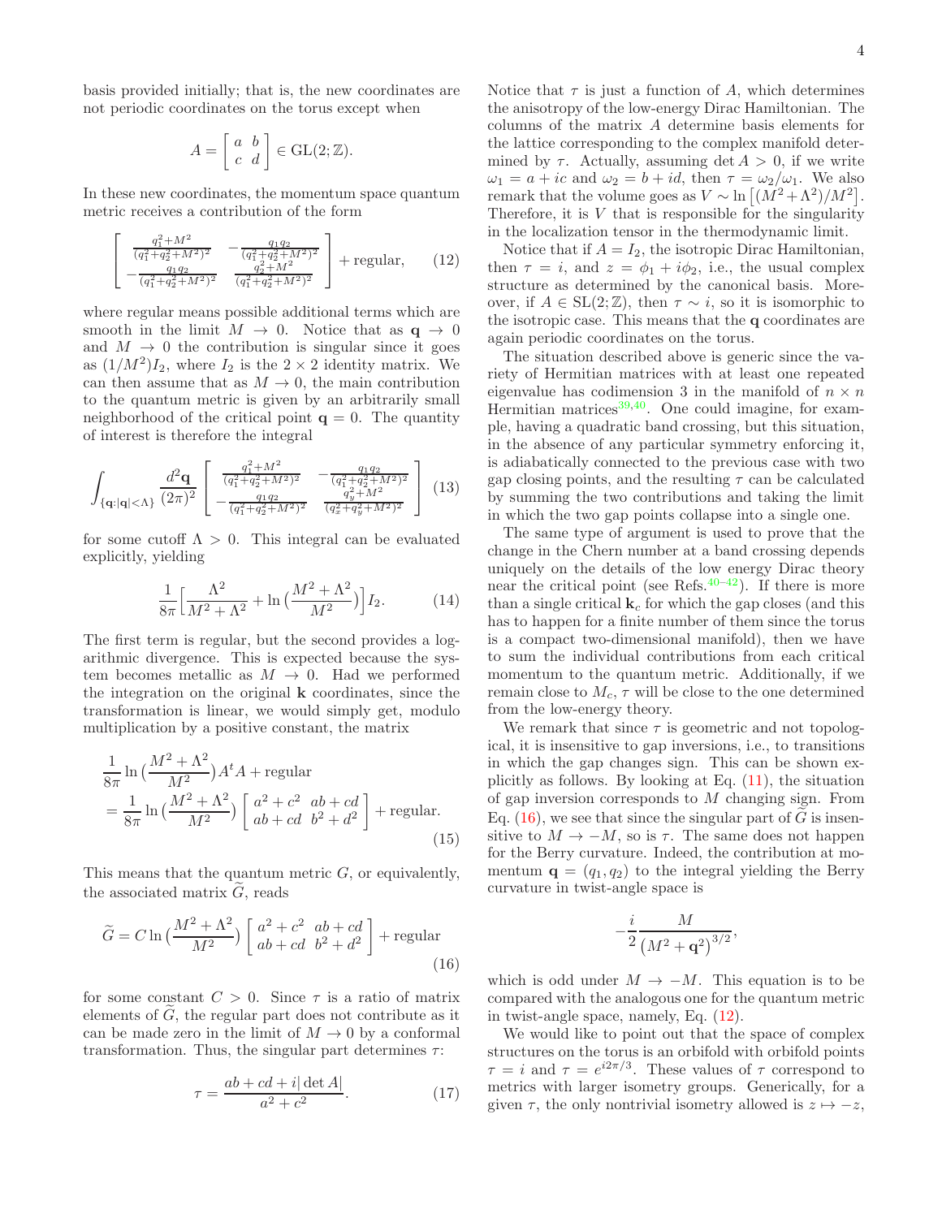basis provided initially; that is, the new coordinates are not periodic coordinates on the torus except when

$$A = \left[ \begin{array}{cc} a & b \\ c & d \end{array} \right] \in \mathrm{GL}(2;\mathbb{Z}).$$

In these new coordinates, the momentum space quantum metric receives a contribution of the form

$$\left[ \begin{array}{cc} \frac{q_1^2+M^2}{(q_1^2+q_2^2+M^2)^2} & -\frac{q_1 q_2}{(q_1^2+q_2^2+M^2)^2} \\ -\frac{q_1 q_2}{(q_1^2+q_2^2+M^2)^2} & \frac{q_2^2+M^2}{(q_1^2+q_2^2+M^2)^2} \end{array} \right] + \text{regular}, \tag{12}$$

where regular means possible additional terms which are smooth in the limit $M \to 0$. Notice that as $\mathbf{q} \to 0$ and $M \to 0$ the contribution is singular since it goes as $(1/M^2)I_2$, where $I_2$ is the $2\times 2$ identity matrix. We can then assume that as $M \to 0$, the main contribution to the quantum metric is given by an arbitrarily small neighborhood of the critical point $\mathbf{q} = 0$. The quantity of interest is therefore the integral

$$\int_{\{\mathbf{q}:|\mathbf{q}|<\Lambda\}} \frac{d^2\mathbf{q}}{(2\pi)^2} \left[ \begin{array}{cc} \frac{q_1^2+M^2}{(q_1^2+q_2^2+M^2)^2} & -\frac{q_1 q_2}{(q_1^2+q_2^2+M^2)^2} \\ -\frac{q_1 q_2}{(q_1^2+q_2^2+M^2)^2} & \frac{q_y^2+M^2}{(q_x^2+q_y^2+M^2)^2} \end{array} \right] \tag{13}$$

for some cutoff $\Lambda > 0$. This integral can be evaluated explicitly, yielding

$$\frac{1}{8\pi}\Big[\frac{\Lambda^2}{M^2+\Lambda^2} + \ln\big(\frac{M^2+\Lambda^2}{M^2}\big)\Big] I_2. \tag{14}$$

The first term is regular, but the second provides a logarithmic divergence. This is expected because the system becomes metallic as $M \to 0$. Had we performed the integration on the original $\mathbf{k}$ coordinates, since the transformation is linear, we would simply get, modulo multiplication by a positive constant, the matrix

$$\begin{aligned} &\frac{1}{8\pi}\ln\big(\frac{M^2+\Lambda^2}{M^2}\big) A^t A + \text{regular} \\ &= \frac{1}{8\pi}\ln\big(\frac{M^2+\Lambda^2}{M^2}\big) \left[ \begin{array}{cc} a^2+c^2 & ab+cd \\ ab+cd & b^2+d^2 \end{array} \right] + \text{regular}. \end{aligned} \tag{15}$$

This means that the quantum metric $G$, or equivalently, the associated matrix $\widetilde{G}$, reads

$$\widetilde{G} = C \ln\big(\frac{M^2+\Lambda^2}{M^2}\big) \left[ \begin{array}{cc} a^2+c^2 & ab+cd \\ ab+cd & b^2+d^2 \end{array} \right] + \text{regular} \tag{16}$$

for some constant $C > 0$. Since $\tau$ is a ratio of matrix elements of $\widetilde{G}$, the regular part does not contribute as it can be made zero in the limit of $M \to 0$ by a conformal transformation. Thus, the singular part determines $\tau$:

$$\tau = \frac{ab+cd+i|\det A|}{a^2+c^2}. \tag{17}$$

Notice that $\tau$ is just a function of $A$, which determines the anisotropy of the low-energy Dirac Hamiltonian. The columns of the matrix $A$ determine basis elements for the lattice corresponding to the complex manifold determined by $\tau$. Actually, assuming $\det A > 0$, if we write $\omega_1 = a + ic$ and $\omega_2 = b + id$, then $\tau = \omega_2/\omega_1$. We also remark that the volume goes as $V \sim \ln\big[(M^2+\Lambda^2)/M^2\big]$. Therefore, it is $V$ that is responsible for the singularity in the localization tensor in the thermodynamic limit.

Notice that if $A = I_2$, the isotropic Dirac Hamiltonian, then $\tau = i$, and $z = \phi_1 + i\phi_2$, i.e., the usual complex structure as determined by the canonical basis. Moreover, if $A \in \mathrm{SL}(2;\mathbb{Z})$, then $\tau \sim i$, so it is isomorphic to the isotropic case. This means that the $\mathbf{q}$ coordinates are again periodic coordinates on the torus.

The situation described above is generic since the variety of Hermitian matrices with at least one repeated eigenvalue has codimension 3 in the manifold of $n \times n$ Hermitian matrices[39,40]. One could imagine, for example, having a quadratic band crossing, but this situation, in the absence of any particular symmetry enforcing it, is adiabatically connected to the previous case with two gap closing points, and the resulting $\tau$ can be calculated by summing the two contributions and taking the limit in which the two gap points collapse into a single one.

The same type of argument is used to prove that the change in the Chern number at a band crossing depends uniquely on the details of the low energy Dirac theory near the critical point (see Refs.[40–42]). If there is more than a single critical $\mathbf{k}_c$ for which the gap closes (and this has to happen for a finite number of them since the torus is a compact two-dimensional manifold), then we have to sum the individual contributions from each critical momentum to the quantum metric. Additionally, if we remain close to $M_c$, $\tau$ will be close to the one determined from the low-energy theory.

We remark that since $\tau$ is geometric and not topological, it is insensitive to gap inversions, i.e., to transitions in which the gap changes sign. This can be shown explicitly as follows. By looking at Eq. (11), the situation of gap inversion corresponds to $M$ changing sign. From Eq. (16), we see that since the singular part of $\widetilde{G}$ is insensitive to $M \to -M$, so is $\tau$. The same does not happen for the Berry curvature. Indeed, the contribution at momentum $\mathbf{q} = (q_1, q_2)$ to the integral yielding the Berry curvature in twist-angle space is

$$-\frac{i}{2}\frac{M}{\big(M^2+\mathbf{q}^2\big)^{3/2}},$$

which is odd under $M \to -M$. This equation is to be compared with the analogous one for the quantum metric in twist-angle space, namely, Eq. (12).

We would like to point out that the space of complex structures on the torus is an orbifold with orbifold points $\tau = i$ and $\tau = e^{i2\pi/3}$. These values of $\tau$ correspond to metrics with larger isometry groups. Generically, for a given $\tau$, the only nontrivial isometry allowed is $z \mapsto -z$,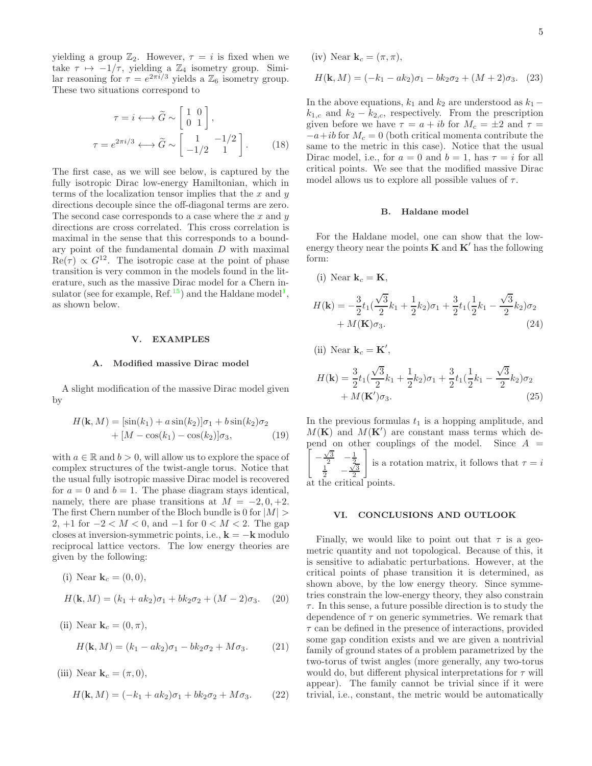yielding a group $\mathbb{Z}_2$. However, $\tau = i$ is fixed when we take $\tau \mapsto -1/\tau$, yielding a $\mathbb{Z}_4$ isometry group. Similar reasoning for $\tau = e^{2\pi i/3}$ yields a $\mathbb{Z}_6$ isometry group. These two situations correspond to

$$\tau = i \longleftrightarrow \widetilde{G} \sim \begin{bmatrix} 1 & 0 \\ 0 & 1 \end{bmatrix},$$
$$\tau = e^{2\pi i/3} \longleftrightarrow \widetilde{G} \sim \begin{bmatrix} 1 & -1/2 \\ -1/2 & 1 \end{bmatrix}. \qquad (18)$$

The first case, as we will see below, is captured by the fully isotropic Dirac low-energy Hamiltonian, which in terms of the localization tensor implies that the $x$ and $y$ directions decouple since the off-diagonal terms are zero. The second case corresponds to a case where the $x$ and $y$ directions are cross correlated. This cross correlation is maximal in the sense that this corresponds to a boundary point of the fundamental domain $D$ with maximal $\mathrm{Re}(\tau) \propto G^{12}$. The isotropic case at the point of phase transition is very common in the models found in the literature, such as the massive Dirac model for a Chern insulator (see for example, Ref.[15]) and the Haldane model[1], as shown below.

## V. EXAMPLES

### A. Modified massive Dirac model

A slight modification of the massive Dirac model given by

$$H(\mathbf{k}, M) = [\sin(k_1) + a\sin(k_2)]\sigma_1 + b\sin(k_2)\sigma_2 + [M - \cos(k_1) - \cos(k_2)]\sigma_3, \qquad (19)$$

with $a \in \mathbb{R}$ and $b > 0$, will allow us to explore the space of complex structures of the twist-angle torus. Notice that the usual fully isotropic massive Dirac model is recovered for $a = 0$ and $b = 1$. The phase diagram stays identical, namely, there are phase transitions at $M = -2, 0, +2$. The first Chern number of the Bloch bundle is 0 for $|M| > 2$, $+1$ for $-2 < M < 0$, and $-1$ for $0 < M < 2$. The gap closes at inversion-symmetric points, i.e., $\mathbf{k} = -\mathbf{k}$ modulo reciprocal lattice vectors. The low energy theories are given by the following:

(i) Near $\mathbf{k}_c = (0, 0)$,

$$H(\mathbf{k}, M) = (k_1 + ak_2)\sigma_1 + bk_2\sigma_2 + (M - 2)\sigma_3. \qquad (20)$$

(ii) Near $\mathbf{k}_c = (0, \pi)$,

$$H(\mathbf{k}, M) = (k_1 - ak_2)\sigma_1 - bk_2\sigma_2 + M\sigma_3. \qquad (21)$$

(iii) Near $\mathbf{k}_c = (\pi, 0)$,

$$H(\mathbf{k}, M) = (-k_1 + ak_2)\sigma_1 + bk_2\sigma_2 + M\sigma_3. \qquad (22)$$

(iv) Near $\mathbf{k}_c = (\pi, \pi)$,

$$H(\mathbf{k}, M) = (-k_1 - ak_2)\sigma_1 - bk_2\sigma_2 + (M + 2)\sigma_3. \qquad (23)$$

In the above equations, $k_1$ and $k_2$ are understood as $k_1 - k_{1,c}$ and $k_2 - k_{2,c}$, respectively. From the prescription given before we have $\tau = a + ib$ for $M_c = \pm 2$ and $\tau = -a + ib$ for $M_c = 0$ (both critical momenta contribute the same to the metric in this case). Notice that the usual Dirac model, i.e., for $a = 0$ and $b = 1$, has $\tau = i$ for all critical points. We see that the modified massive Dirac model allows us to explore all possible values of $\tau$.

### B. Haldane model

For the Haldane model, one can show that the low-energy theory near the points $\mathbf{K}$ and $\mathbf{K}'$ has the following form:

(i) Near $\mathbf{k}_c = \mathbf{K}$,

$$H(\mathbf{k}) = -\frac{3}{2}t_1\left(\frac{\sqrt{3}}{2}k_1 + \frac{1}{2}k_2\right)\sigma_1 + \frac{3}{2}t_1\left(\frac{1}{2}k_1 - \frac{\sqrt{3}}{2}k_2\right)\sigma_2 + M(\mathbf{K})\sigma_3. \qquad (24)$$

(ii) Near $\mathbf{k}_c = \mathbf{K}'$,

$$H(\mathbf{k}) = \frac{3}{2}t_1\left(\frac{\sqrt{3}}{2}k_1 + \frac{1}{2}k_2\right)\sigma_1 + \frac{3}{2}t_1\left(\frac{1}{2}k_1 - \frac{\sqrt{3}}{2}k_2\right)\sigma_2 + M(\mathbf{K}')\sigma_3. \qquad (25)$$

In the previous formulas $t_1$ is a hopping amplitude, and $M(\mathbf{K})$ and $M(\mathbf{K}')$ are constant mass terms which depend on other couplings of the model. Since $A = \begin{bmatrix} -\frac{\sqrt{3}}{2} & -\frac{1}{2} \\ \frac{1}{2} & -\frac{\sqrt{3}}{2} \end{bmatrix}$ is a rotation matrix, it follows that $\tau = i$ at the critical points.

## VI. CONCLUSIONS AND OUTLOOK

Finally, we would like to point out that $\tau$ is a geometric quantity and not topological. Because of this, it is sensitive to adiabatic perturbations. However, at the critical points of phase transition it is determined, as shown above, by the low energy theory. Since symmetries constrain the low-energy theory, they also constrain $\tau$. In this sense, a future possible direction is to study the dependence of $\tau$ on generic symmetries. We remark that $\tau$ can be defined in the presence of interactions, provided some gap condition exists and we are given a nontrivial family of ground states of a problem parametrized by the two-torus of twist angles (more generally, any two-torus would do, but different physical interpretations for $\tau$ will appear). The family cannot be trivial since if it were trivial, i.e., constant, the metric would be automatically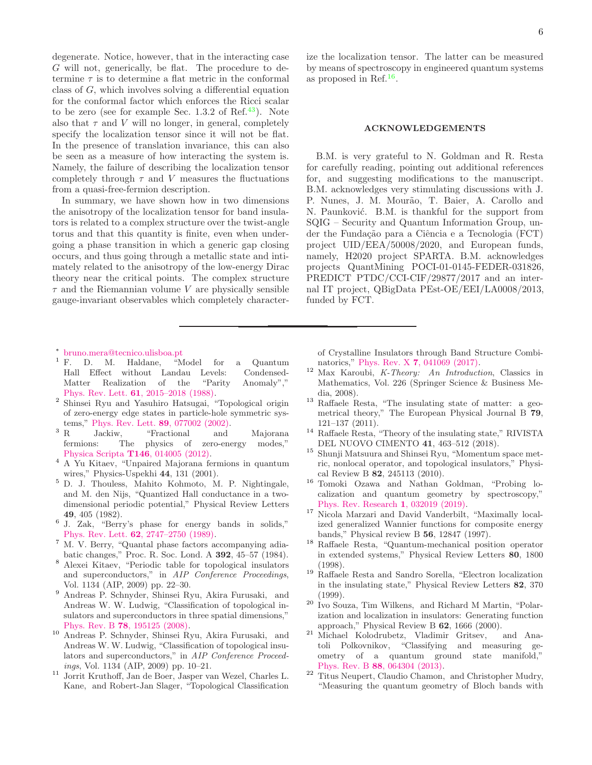degenerate. Notice, however, that in the interacting case $G$ will not, generically, be flat. The procedure to determine $\tau$ is to determine a flat metric in the conformal class of $G$, which involves solving a differential equation for the conformal factor which enforces the Ricci scalar to be zero (see for example Sec. 1.3.2 of Ref.[43]). Note also that $\tau$ and $V$ will no longer, in general, completely specify the localization tensor since it will not be flat. In the presence of translation invariance, this can also be seen as a measure of how interacting the system is. Namely, the failure of describing the localization tensor completely through $\tau$ and $V$ measures the fluctuations from a quasi-free-fermion description.

In summary, we have shown how in two dimensions the anisotropy of the localization tensor for band insulators is related to a complex structure over the twist-angle torus and that this quantity is finite, even when undergoing a phase transition in which a generic gap closing occurs, and thus going through a metallic state and intimately related to the anisotropy of the low-energy Dirac theory near the critical points. The complex structure $\tau$ and the Riemannian volume $V$ are physically sensible gauge-invariant observables which completely characterize the localization tensor. The latter can be measured by means of spectroscopy in engineered quantum systems as proposed in Ref.[16].

## ACKNOWLEDGEMENTS

B.M. is very grateful to N. Goldman and R. Resta for carefully reading, pointing out additional references for, and suggesting modifications to the manuscript. B.M. acknowledges very stimulating discussions with J. P. Nunes, J. M. Mourão, T. Baier, A. Carollo and N. Paunković. B.M. is thankful for the support from SQIG – Security and Quantum Information Group, under the Fundação para a Ciência e a Tecnologia (FCT) project UID/EEA/50008/2020, and European funds, namely, H2020 project SPARTA. B.M. acknowledges projects QuantMining POCI-01-0145-FEDER-031826, PREDICT PTDC/CCI-CIF/29877/2017 and an internal IT project, QBigData PEst-OE/EEI/LA0008/2013, funded by FCT.

---

* bruno.mera@tecnico.ulisboa.pt

[1] F. D. M. Haldane, "Model for a Quantum Hall Effect without Landau Levels: Condensed-Matter Realization of the "Parity Anomaly"," Phys. Rev. Lett. **61**, 2015–2018 (1988).

[2] Shinsei Ryu and Yasuhiro Hatsugai, "Topological origin of zero-energy edge states in particle-hole symmetric systems," Phys. Rev. Lett. **89**, 077002 (2002).

[3] R Jackiw, "Fractional and Majorana fermions: The physics of zero-energy modes," Physica Scripta **T146**, 014005 (2012).

[4] A Yu Kitaev, "Unpaired Majorana fermions in quantum wires," Physics-Uspekhi **44**, 131 (2001).

[5] D. J. Thouless, Mahito Kohmoto, M. P. Nightingale, and M. den Nijs, "Quantized Hall conductance in a two-dimensional periodic potential," Physical Review Letters **49**, 405 (1982).

[6] J. Zak, "Berry's phase for energy bands in solids," Phys. Rev. Lett. **62**, 2747–2750 (1989).

[7] M. V. Berry, "Quantal phase factors accompanying adiabatic changes," Proc. R. Soc. Lond. A **392**, 45–57 (1984).

[8] Alexei Kitaev, "Periodic table for topological insulators and superconductors," in *AIP Conference Proceedings*, Vol. 1134 (AIP, 2009) pp. 22–30.

[9] Andreas P. Schnyder, Shinsei Ryu, Akira Furusaki, and Andreas W. W. Ludwig, "Classification of topological insulators and superconductors in three spatial dimensions," Phys. Rev. B **78**, 195125 (2008).

[10] Andreas P. Schnyder, Shinsei Ryu, Akira Furusaki, and Andreas W. W. Ludwig, "Classification of topological insulators and superconductors," in *AIP Conference Proceedings*, Vol. 1134 (AIP, 2009) pp. 10–21.

[11] Jorrit Kruthoff, Jan de Boer, Jasper van Wezel, Charles L. Kane, and Robert-Jan Slager, "Topological Classification of Crystalline Insulators through Band Structure Combinatorics," Phys. Rev. X **7**, 041069 (2017).

[12] Max Karoubi, *K-Theory: An Introduction*, Classics in Mathematics, Vol. 226 (Springer Science & Business Media, 2008).

[13] Raffaele Resta, "The insulating state of matter: a geometrical theory," The European Physical Journal B **79**, 121–137 (2011).

[14] Raffaele Resta, "Theory of the insulating state," RIVISTA DEL NUOVO CIMENTO **41**, 463–512 (2018).

[15] Shunji Matsuura and Shinsei Ryu, "Momentum space metric, nonlocal operator, and topological insulators," Physical Review B **82**, 245113 (2010).

[16] Tomoki Ozawa and Nathan Goldman, "Probing localization and quantum geometry by spectroscopy," Phys. Rev. Research **1**, 032019 (2019).

[17] Nicola Marzari and David Vanderbilt, "Maximally localized generalized Wannier functions for composite energy bands," Physical review B **56**, 12847 (1997).

[18] Raffaele Resta, "Quantum-mechanical position operator in extended systems," Physical Review Letters **80**, 1800 (1998).

[19] Raffaele Resta and Sandro Sorella, "Electron localization in the insulating state," Physical Review Letters **82**, 370 (1999).

[20] Ivo Souza, Tim Wilkens, and Richard M Martin, "Polarization and localization in insulators: Generating function approach," Physical Review B **62**, 1666 (2000).

[21] Michael Kolodrubetz, Vladimir Gritsev, and Anatoli Polkovnikov, "Classifying and measuring geometry of a quantum ground state manifold," Phys. Rev. B **88**, 064304 (2013).

[22] Titus Neupert, Claudio Chamon, and Christopher Mudry, "Measuring the quantum geometry of Bloch bands with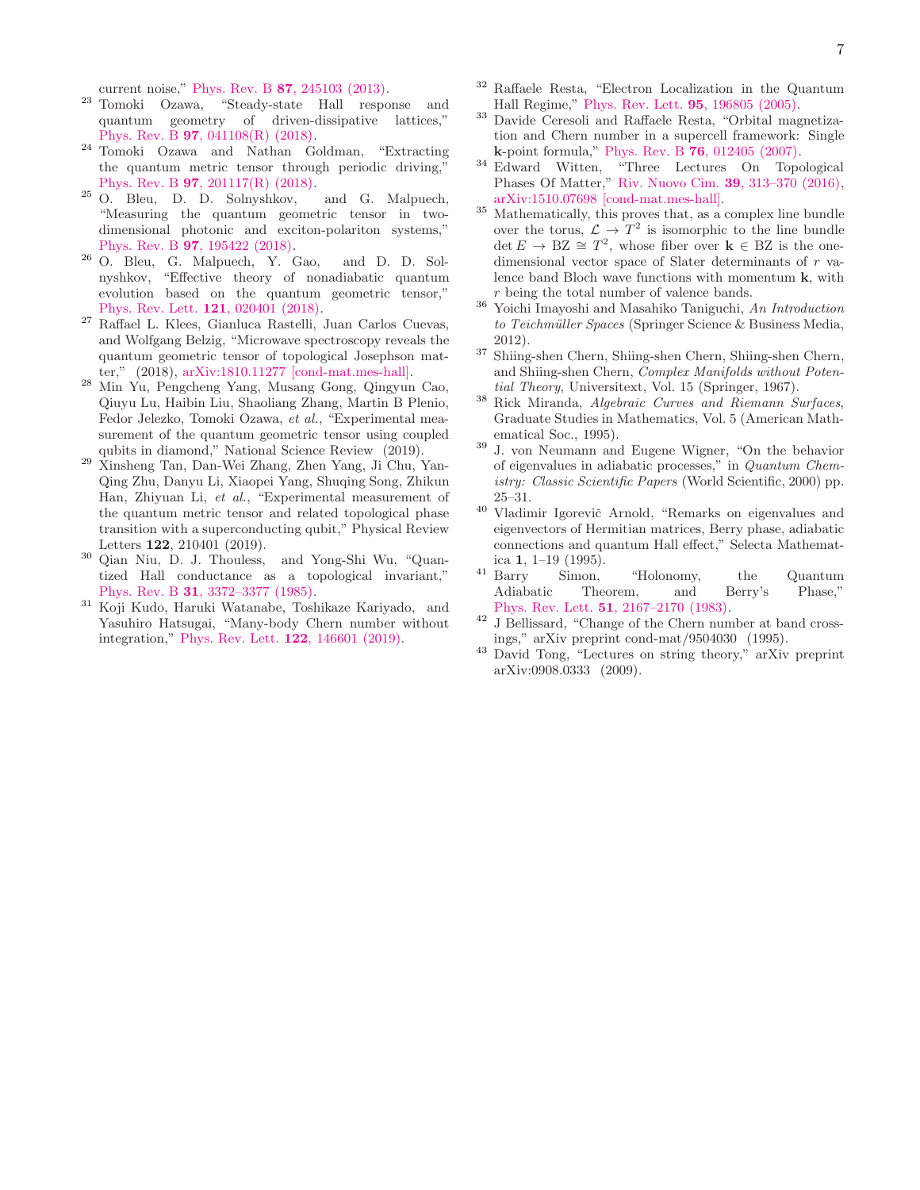current noise," Phys. Rev. B **87**, 245103 (2013).

[23] Tomoki Ozawa, "Steady-state Hall response and quantum geometry of driven-dissipative lattices," Phys. Rev. B **97**, 041108(R) (2018).

[24] Tomoki Ozawa and Nathan Goldman, "Extracting the quantum metric tensor through periodic driving," Phys. Rev. B **97**, 201117(R) (2018).

[25] O. Bleu, D. D. Solnyshkov, and G. Malpuech, "Measuring the quantum geometric tensor in two-dimensional photonic and exciton-polariton systems," Phys. Rev. B **97**, 195422 (2018).

[26] O. Bleu, G. Malpuech, Y. Gao, and D. D. Solnyshkov, "Effective theory of nonadiabatic quantum evolution based on the quantum geometric tensor," Phys. Rev. Lett. **121**, 020401 (2018).

[27] Raffael L. Klees, Gianluca Rastelli, Juan Carlos Cuevas, and Wolfgang Belzig, "Microwave spectroscopy reveals the quantum geometric tensor of topological Josephson matter," (2018), arXiv:1810.11277 [cond-mat.mes-hall].

[28] Min Yu, Pengcheng Yang, Musang Gong, Qingyun Cao, Qiuyu Lu, Haibin Liu, Shaoliang Zhang, Martin B Plenio, Fedor Jelezko, Tomoki Ozawa, *et al.*, "Experimental measurement of the quantum geometric tensor using coupled qubits in diamond," National Science Review (2019).

[29] Xinsheng Tan, Dan-Wei Zhang, Zhen Yang, Ji Chu, Yan-Qing Zhu, Danyu Li, Xiaopei Yang, Shuqing Song, Zhikun Han, Zhiyuan Li, *et al.*, "Experimental measurement of the quantum metric tensor and related topological phase transition with a superconducting qubit," Physical Review Letters **122**, 210401 (2019).

[30] Qian Niu, D. J. Thouless, and Yong-Shi Wu, "Quantized Hall conductance as a topological invariant," Phys. Rev. B **31**, 3372–3377 (1985).

[31] Koji Kudo, Haruki Watanabe, Toshikaze Kariyado, and Yasuhiro Hatsugai, "Many-body Chern number without integration," Phys. Rev. Lett. **122**, 146601 (2019).

[32] Raffaele Resta, "Electron Localization in the Quantum Hall Regime," Phys. Rev. Lett. **95**, 196805 (2005).

[33] Davide Ceresoli and Raffaele Resta, "Orbital magnetization and Chern number in a supercell framework: Single **k**-point formula," Phys. Rev. B **76**, 012405 (2007).

[34] Edward Witten, "Three Lectures On Topological Phases Of Matter," Riv. Nuovo Cim. **39**, 313–370 (2016), arXiv:1510.07698 [cond-mat.mes-hall].

[35] Mathematically, this proves that, as a complex line bundle over the torus, $\mathcal{L} \to T^2$ is isomorphic to the line bundle $\det E \to \mathrm{BZ} \cong T^2$, whose fiber over $\mathbf{k} \in \mathrm{BZ}$ is the one-dimensional vector space of Slater determinants of $r$ valence band Bloch wave functions with momentum $\mathbf{k}$, with $r$ being the total number of valence bands.

[36] Yoichi Imayoshi and Masahiko Taniguchi, *An Introduction to Teichmüller Spaces* (Springer Science & Business Media, 2012).

[37] Shiing-shen Chern, Shiing-shen Chern, Shiing-shen Chern, and Shiing-shen Chern, *Complex Manifolds without Potential Theory*, Universitext, Vol. 15 (Springer, 1967).

[38] Rick Miranda, *Algebraic Curves and Riemann Surfaces*, Graduate Studies in Mathematics, Vol. 5 (American Mathematical Soc., 1995).

[39] J. von Neumann and Eugene Wigner, "On the behavior of eigenvalues in adiabatic processes," in *Quantum Chemistry: Classic Scientific Papers* (World Scientific, 2000) pp. 25–31.

[40] Vladimir Igorevič Arnold, "Remarks on eigenvalues and eigenvectors of Hermitian matrices, Berry phase, adiabatic connections and quantum Hall effect," Selecta Mathematica **1**, 1–19 (1995).

[41] Barry Simon, "Holonomy, the Quantum Adiabatic Theorem, and Berry's Phase," Phys. Rev. Lett. **51**, 2167–2170 (1983).

[42] J Bellissard, "Change of the Chern number at band crossings," arXiv preprint cond-mat/9504030 (1995).

[43] David Tong, "Lectures on string theory," arXiv preprint arXiv:0908.0333 (2009).